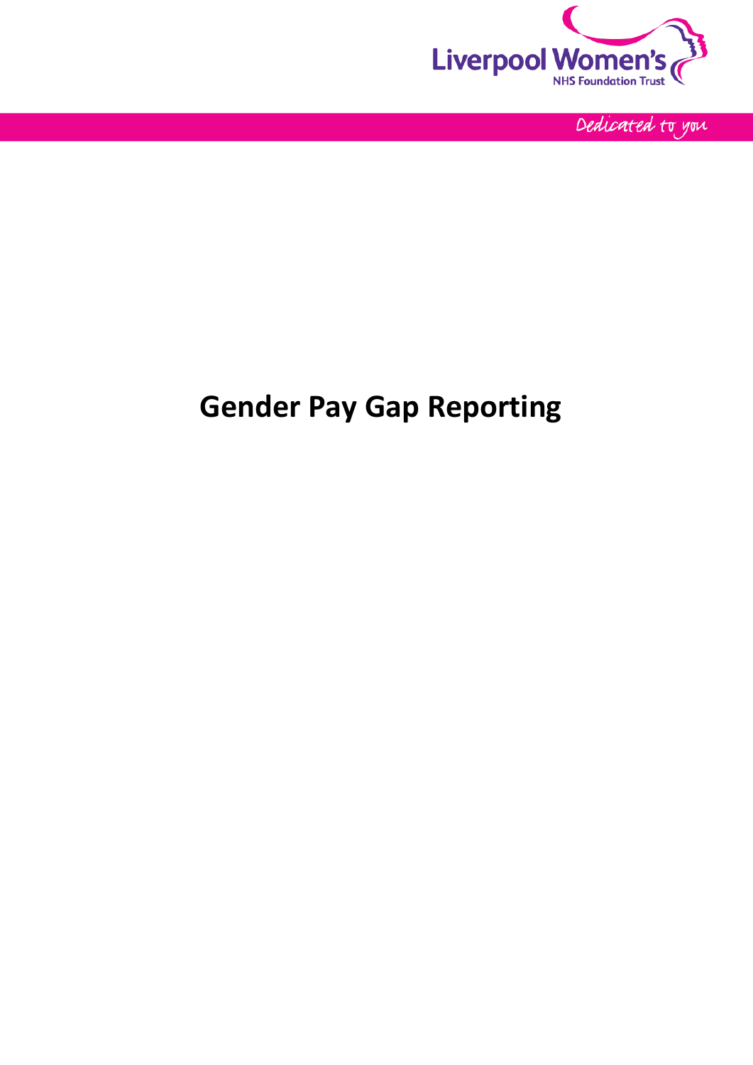# Gender Pay Gap Reporting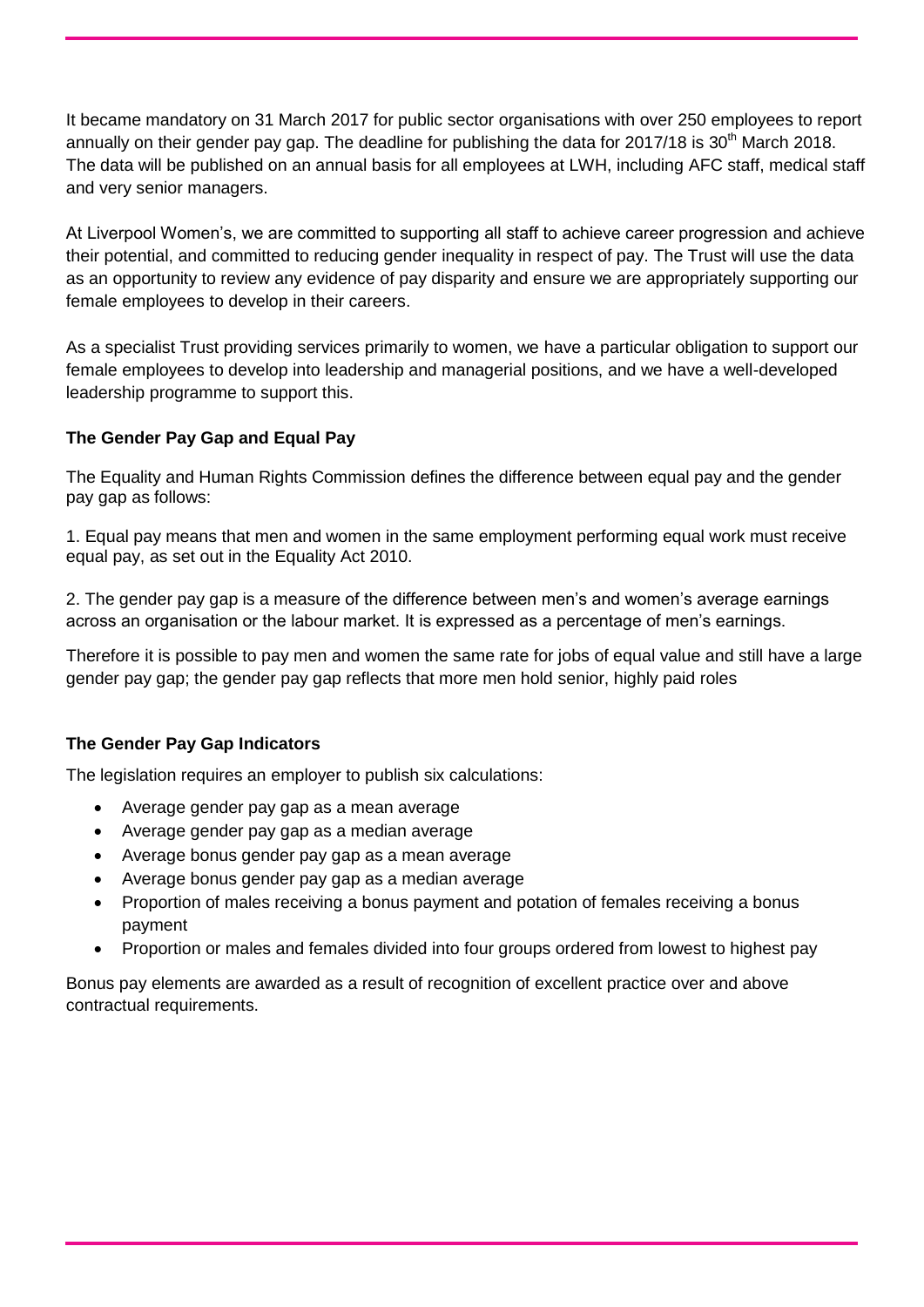It became mandatory on 31 March 2017 for public sector organisations with over 250 employees to report annually on their gender pay gap. The deadline for publishing the data for 2017/18 is 30th March 2018. The data will be published on an annual basis for all employees at LWH, including AFC staff, medical staff and very senior managers.

At Liverpool Women's, we are committed to supporting all staff to achieve career progression and achieve their potential, and committed to reducing gender inequality in respect of pay. The Trust will use the data as an opportunity to review any evidence of pay disparity and ensure we are appropriately supporting our female employees to develop in their careers.

As a specialist Trust providing services primarily to women, we have a particular obligation to support our female employees to develop into leadership and managerial positions, and we have a well-developed leadership programme to support this.

**The Gender Pay Gap and Equal Pay**

The Equality and Human Rights Commission defines the difference between equal pay and the gender pay gap as follows:

1. Equal pay means that men and women in the same employment performing equal work must receive equal pay, as set out in the Equality Act 2010.

2. The gender pay gap is a measure of the difference between men's and women's average earnings across an organisation or the labour market. It is expressed as a percentage of men's earnings.

Therefore it is possible to pay men and women the same rate for jobs of equal value and still have a large gender pay gap; the gender pay gap reflects that more men hold senior, highly paid roles

**The Gender Pay Gap Indicators**

The legislation requires an employer to publish six calculations:

- Average gender pay gap as a mean average
- Average gender pay gap as a median average
- Average bonus gender pay gap as a mean average
- Average bonus gender pay gap as a median average
- Proportion of males receiving a bonus payment and potation of females receiving a bonus payment
- Proportion or males and females divided into four groups ordered from lowest to highest pay

Bonus pay elements are awarded as a result of recognition of excellent practice over and above contractual requirements.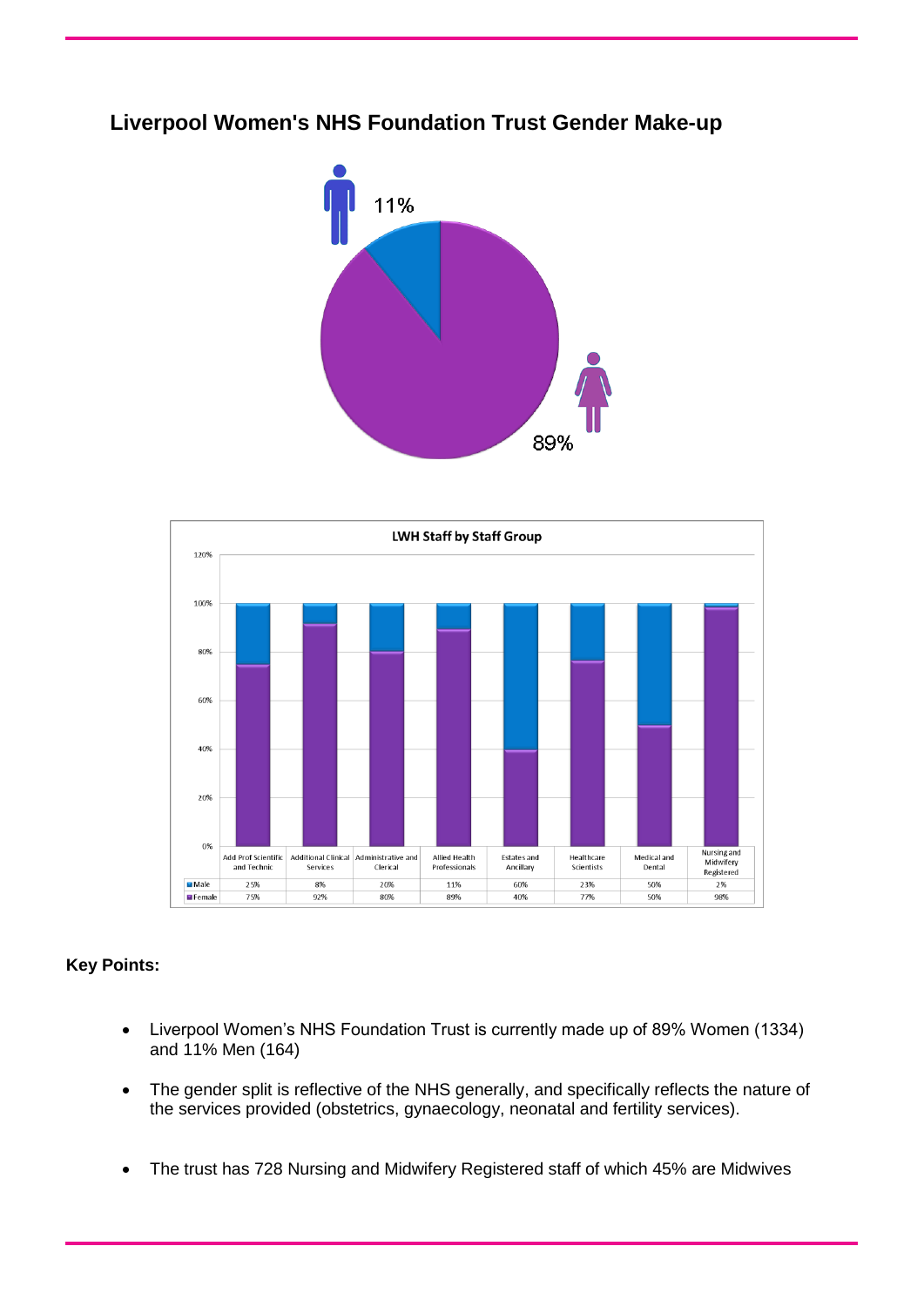## Liverpool Women's NHS Foundation Trust Gender Make-up

11%

89%

**LWH Staff by Staff Group**

| | Add Prof Scientific and Technic | Additional Clinical Services | Administrative and Clerical | Allied Health Professionals | Estates and Ancillary | Healthcare Scientists | Medical and Dental | Nursing and Midwifery Registered |
|---|---|---|---|---|---|---|---|---|
| Male | 25% | 8% | 20% | 11% | 60% | 23% | 50% | 2% |
| Female | 75% | 92% | 80% | 89% | 40% | 77% | 50% | 98% |

**Key Points:**

- Liverpool Women's NHS Foundation Trust is currently made up of 89% Women (1334) and 11% Men (164)
- The gender split is reflective of the NHS generally, and specifically reflects the nature of the services provided (obstetrics, gynaecology, neonatal and fertility services).
- The trust has 728 Nursing and Midwifery Registered staff of which 45% are Midwives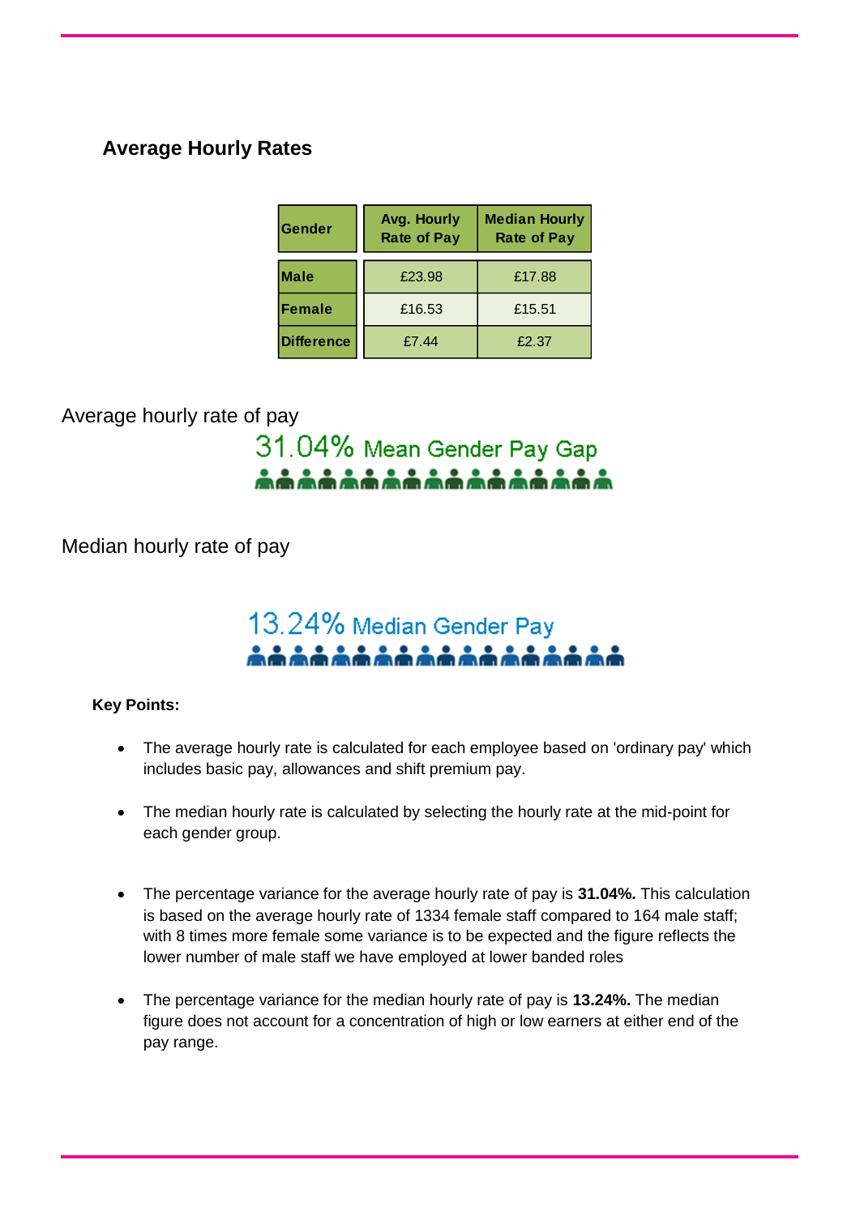## Average Hourly Rates

| Gender | Avg. Hourly Rate of Pay | Median Hourly Rate of Pay |
|---|---|---|
| Male | £23.98 | £17.88 |
| Female | £16.53 | £15.51 |
| Difference | £7.44 | £2.37 |

Average hourly rate of pay

31.04% Mean Gender Pay Gap

Median hourly rate of pay

13.24% Median Gender Pay

**Key Points:**

- The average hourly rate is calculated for each employee based on 'ordinary pay' which includes basic pay, allowances and shift premium pay.
- The median hourly rate is calculated by selecting the hourly rate at the mid-point for each gender group.
- The percentage variance for the average hourly rate of pay is **31.04%.** This calculation is based on the average hourly rate of 1334 female staff compared to 164 male staff; with 8 times more female some variance is to be expected and the figure reflects the lower number of male staff we have employed at lower banded roles
- The percentage variance for the median hourly rate of pay is **13.24%.** The median figure does not account for a concentration of high or low earners at either end of the pay range.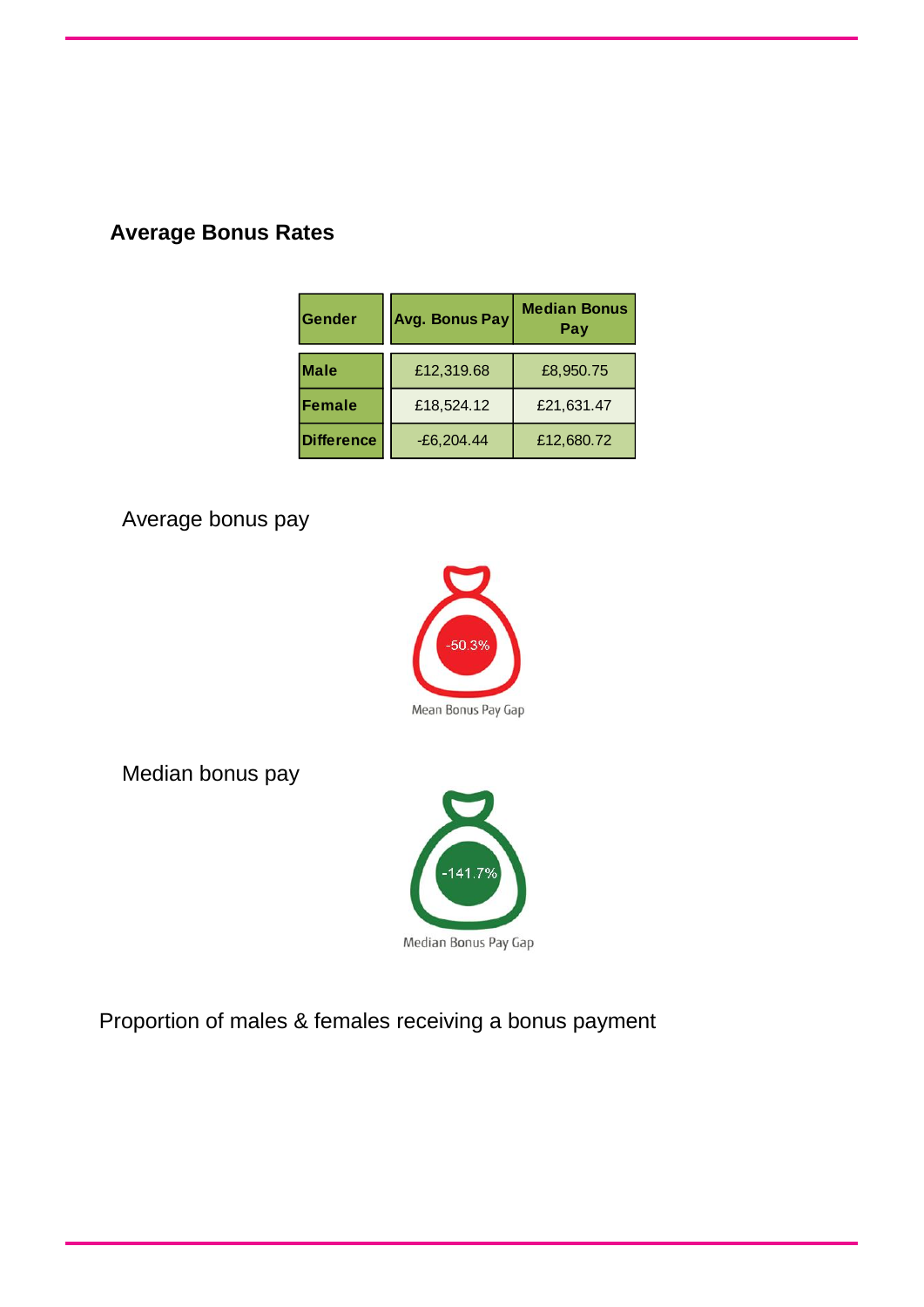## Average Bonus Rates

| Gender | Avg. Bonus Pay | Median Bonus Pay |
|---|---|---|
| Male | £12,319.68 | £8,950.75 |
| Female | £18,524.12 | £21,631.47 |
| Difference | -£6,204.44 | £12,680.72 |

Average bonus pay

-50.3%

Mean Bonus Pay Gap

Median bonus pay

-141.7%

Median Bonus Pay Gap

Proportion of males & females receiving a bonus payment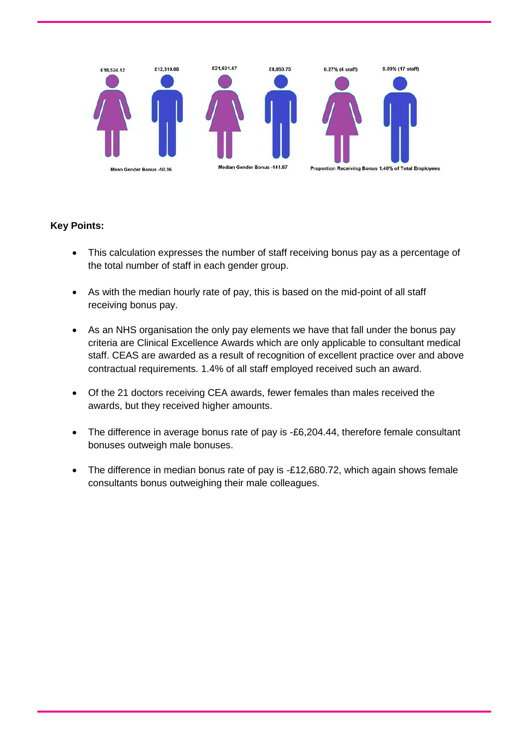£18,524.12 £12,319.68 £21,631.47 £8,950.75 0.27% (4 staff) 9.09% (17 staff)

Mean Gender Bonus -50.36 Median Gender Bonus -141.67 Proportion Receiving Bonus 1.40% of Total Employees

**Key Points:**

- This calculation expresses the number of staff receiving bonus pay as a percentage of the total number of staff in each gender group.
- As with the median hourly rate of pay, this is based on the mid-point of all staff receiving bonus pay.
- As an NHS organisation the only pay elements we have that fall under the bonus pay criteria are Clinical Excellence Awards which are only applicable to consultant medical staff. CEAS are awarded as a result of recognition of excellent practice over and above contractual requirements. 1.4% of all staff employed received such an award.
- Of the 21 doctors receiving CEA awards, fewer females than males received the awards, but they received higher amounts.
- The difference in average bonus rate of pay is -£6,204.44, therefore female consultant bonuses outweigh male bonuses.
- The difference in median bonus rate of pay is -£12,680.72, which again shows female consultants bonus outweighing their male colleagues.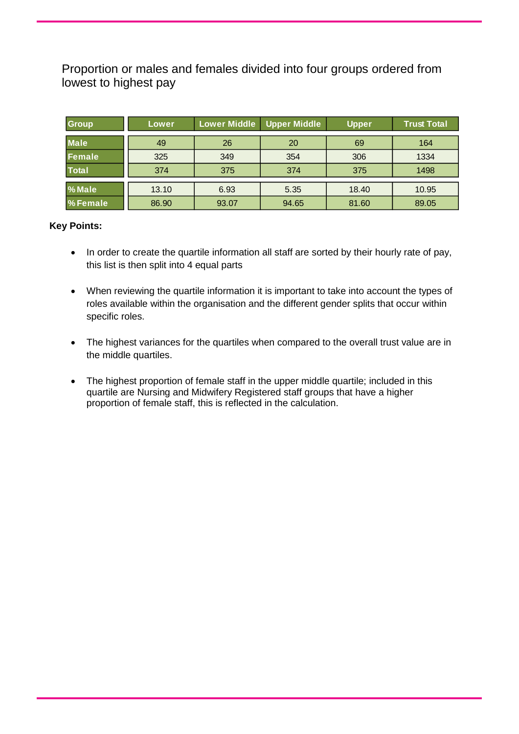Proportion or males and females divided into four groups ordered from lowest to highest pay

| Group | Lower | Lower Middle | Upper Middle | Upper | Trust Total |
|---|---|---|---|---|---|
| Male | 49 | 26 | 20 | 69 | 164 |
| Female | 325 | 349 | 354 | 306 | 1334 |
| Total | 374 | 375 | 374 | 375 | 1498 |
| % Male | 13.10 | 6.93 | 5.35 | 18.40 | 10.95 |
| % Female | 86.90 | 93.07 | 94.65 | 81.60 | 89.05 |

**Key Points:**

- In order to create the quartile information all staff are sorted by their hourly rate of pay, this list is then split into 4 equal parts

- When reviewing the quartile information it is important to take into account the types of roles available within the organisation and the different gender splits that occur within specific roles.

- The highest variances for the quartiles when compared to the overall trust value are in the middle quartiles.

- The highest proportion of female staff in the upper middle quartile; included in this quartile are Nursing and Midwifery Registered staff groups that have a higher proportion of female staff, this is reflected in the calculation.